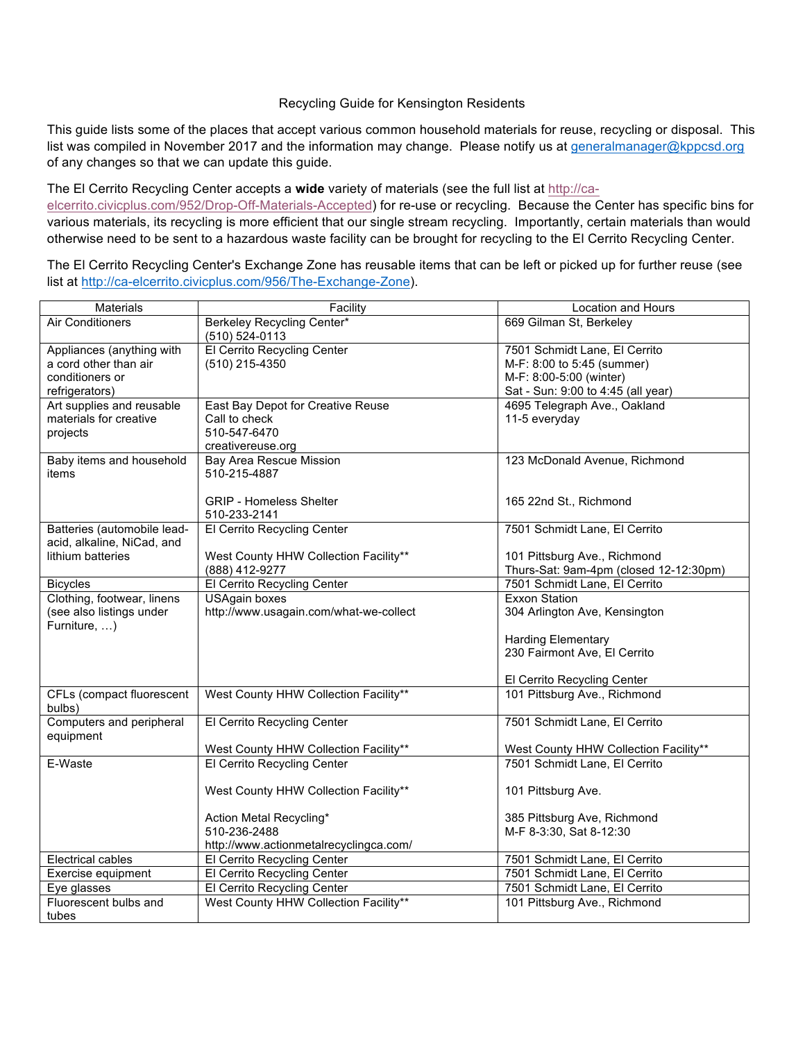# Recycling Guide for Kensington Residents

This guide lists some of the places that accept various common household materials for reuse, recycling or disposal. This list was compiled in November 2017 and the information may change. Please notify us at generalmanager@kppcsd.org of any changes so that we can update this guide.

The El Cerrito Recycling Center accepts a **wide** variety of materials (see the full list at http://ca-elcerrito.civicplus.com/952/Drop-Off-Materials-Accepted) for re-use or recycling. Because the Center has specific bins for various materials, its recycling is more efficient that our single stream recycling. Importantly, certain materials than would otherwise need to be sent to a hazardous waste facility can be brought for recycling to the El Cerrito Recycling Center.

The El Cerrito Recycling Center's Exchange Zone has reusable items that can be left or picked up for further reuse (see list at http://ca-elcerrito.civicplus.com/956/The-Exchange-Zone).

| Materials | Facility | Location and Hours |
|---|---|---|
| Air Conditioners | Berkeley Recycling Center*<br>(510) 524-0113 | 669 Gilman St, Berkeley |
| Appliances (anything with a cord other than air conditioners or refrigerators) | El Cerrito Recycling Center<br>(510) 215-4350 | 7501 Schmidt Lane, El Cerrito<br>M-F: 8:00 to 5:45 (summer)<br>M-F: 8:00-5:00 (winter)<br>Sat - Sun: 9:00 to 4:45 (all year) |
| Art supplies and reusable materials for creative projects | East Bay Depot for Creative Reuse<br>Call to check<br>510-547-6470<br>creativereuse.org | 4695 Telegraph Ave., Oakland<br>11-5 everyday |
| Baby items and household items | Bay Area Rescue Mission<br>510-215-4887<br><br>GRIP - Homeless Shelter<br>510-233-2141 | 123 McDonald Avenue, Richmond<br><br><br>165 22nd St., Richmond |
| Batteries (automobile lead-acid, alkaline, NiCad, and lithium batteries | El Cerrito Recycling Center<br><br>West County HHW Collection Facility**<br>(888) 412-9277 | 7501 Schmidt Lane, El Cerrito<br><br>101 Pittsburg Ave., Richmond<br>Thurs-Sat: 9am-4pm (closed 12-12:30pm) |
| Bicycles | El Cerrito Recycling Center | 7501 Schmidt Lane, El Cerrito |
| Clothing, footwear, linens (see also listings under Furniture, …) | USAgain boxes<br>http://www.usagain.com/what-we-collect | Exxon Station<br>304 Arlington Ave, Kensington<br><br>Harding Elementary<br>230 Fairmont Ave, El Cerrito<br><br>El Cerrito Recycling Center |
| CFLs (compact fluorescent bulbs) | West County HHW Collection Facility** | 101 Pittsburg Ave., Richmond |
| Computers and peripheral equipment | El Cerrito Recycling Center<br><br>West County HHW Collection Facility** | 7501 Schmidt Lane, El Cerrito<br><br>West County HHW Collection Facility** |
| E-Waste | El Cerrito Recycling Center<br><br>West County HHW Collection Facility**<br><br>Action Metal Recycling*<br>510-236-2488<br>http://www.actionmetalrecyclingca.com/ | 7501 Schmidt Lane, El Cerrito<br><br>101 Pittsburg Ave.<br><br>385 Pittsburg Ave, Richmond<br>M-F 8-3:30, Sat 8-12:30 |
| Electrical cables | El Cerrito Recycling Center | 7501 Schmidt Lane, El Cerrito |
| Exercise equipment | El Cerrito Recycling Center | 7501 Schmidt Lane, El Cerrito |
| Eye glasses | El Cerrito Recycling Center | 7501 Schmidt Lane, El Cerrito |
| Fluorescent bulbs and tubes | West County HHW Collection Facility** | 101 Pittsburg Ave., Richmond |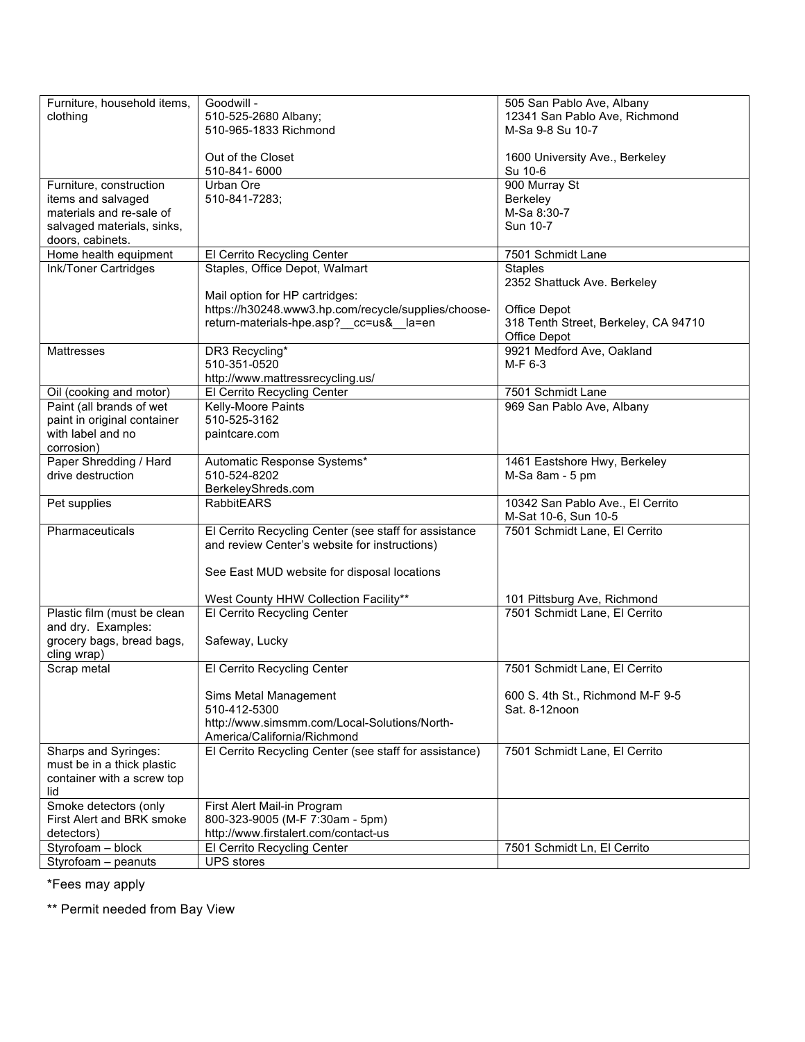| | | |
|---|---|---|
| Furniture, household items, clothing | Goodwill - 510-525-2680 Albany; 510-965-1833 Richmond<br><br>Out of the Closet 510-841- 6000 | 505 San Pablo Ave, Albany 12341 San Pablo Ave, Richmond M-Sa 9-8 Su 10-7<br><br>1600 University Ave., Berkeley Su 10-6 |
| Furniture, construction items and salvaged materials and re-sale of salvaged materials, sinks, doors, cabinets. | Urban Ore 510-841-7283; | 900 Murray St Berkeley M-Sa 8:30-7 Sun 10-7 |
| Home health equipment | El Cerrito Recycling Center | 7501 Schmidt Lane |
| Ink/Toner Cartridges | Staples, Office Depot, Walmart<br><br>Mail option for HP cartridges: https://h30248.www3.hp.com/recycle/supplies/choose-return-materials-hpe.asp?__cc=us&__la=en | Staples 2352 Shattuck Ave. Berkeley<br><br>Office Depot 318 Tenth Street, Berkeley, CA 94710 Office Depot |
| Mattresses | DR3 Recycling* 510-351-0520 http://www.mattressrecycling.us/ | 9921 Medford Ave, Oakland M-F 6-3 |
| Oil (cooking and motor) | El Cerrito Recycling Center | 7501 Schmidt Lane |
| Paint (all brands of wet paint in original container with label and no corrosion) | Kelly-Moore Paints 510-525-3162 paintcare.com | 969 San Pablo Ave, Albany |
| Paper Shredding / Hard drive destruction | Automatic Response Systems* 510-524-8202 BerkeleyShreds.com | 1461 Eastshore Hwy, Berkeley M-Sa 8am - 5 pm |
| Pet supplies | RabbitEARS | 10342 San Pablo Ave., El Cerrito M-Sat 10-6, Sun 10-5 |
| Pharmaceuticals | El Cerrito Recycling Center (see staff for assistance and review Center's website for instructions)<br><br>See East MUD website for disposal locations<br><br>West County HHW Collection Facility** | 7501 Schmidt Lane, El Cerrito<br><br><br><br>101 Pittsburg Ave, Richmond |
| Plastic film (must be clean and dry. Examples: grocery bags, bread bags, cling wrap) | El Cerrito Recycling Center<br><br>Safeway, Lucky | 7501 Schmidt Lane, El Cerrito |
| Scrap metal | El Cerrito Recycling Center<br><br>Sims Metal Management 510-412-5300 http://www.simsmm.com/Local-Solutions/North-America/California/Richmond | 7501 Schmidt Lane, El Cerrito<br><br>600 S. 4th St., Richmond M-F 9-5 Sat. 8-12noon |
| Sharps and Syringes: must be in a thick plastic container with a screw top lid | El Cerrito Recycling Center (see staff for assistance) | 7501 Schmidt Lane, El Cerrito |
| Smoke detectors (only First Alert and BRK smoke detectors) | First Alert Mail-in Program 800-323-9005 (M-F 7:30am - 5pm) http://www.firstalert.com/contact-us | |
| Styrofoam – block | El Cerrito Recycling Center | 7501 Schmidt Ln, El Cerrito |
| Styrofoam – peanuts | UPS stores | |

*Fees may apply

** Permit needed from Bay View